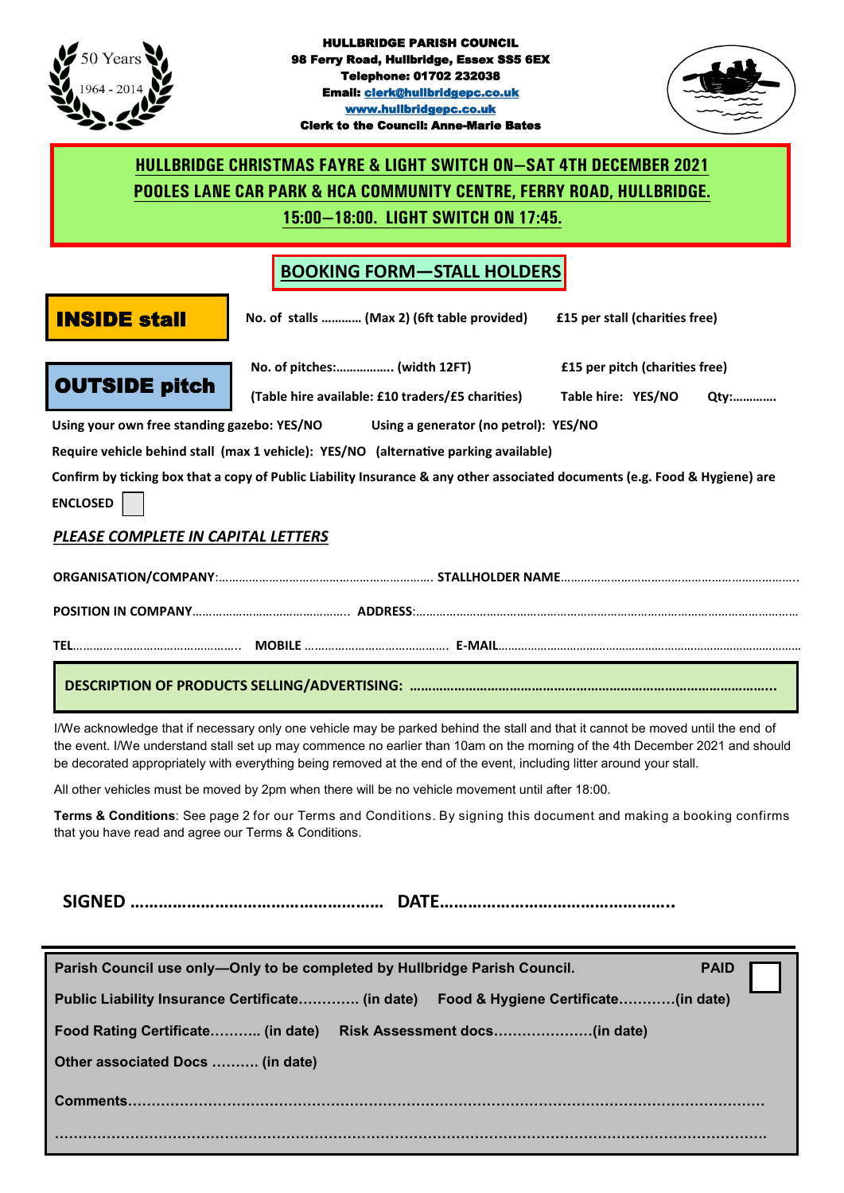50 Years 1964 - 2014

**HULLBRIDGE PARISH COUNCIL**
**98 Ferry Road, Hullbridge, Essex SS5 6EX**
**Telephone: 01702 232038**
**Email: clerk@hullbridgepc.co.uk**
**www.hullbridgepc.co.uk**
**Clerk to the Council: Anne-Marie Bates**

## HULLBRIDGE CHRISTMAS FAYRE & LIGHT SWITCH ON—SAT 4TH DECEMBER 2021
## POOLES LANE CAR PARK & HCA COMMUNITY CENTRE, FERRY ROAD, HULLBRIDGE.
## 15:00—18:00. LIGHT SWITCH ON 17:45.

## BOOKING FORM—STALL HOLDERS

**INSIDE stall** — **No. of stalls ………… (Max 2) (6ft table provided)** — **£15 per stall (charities free)**

**OUTSIDE pitch** — **No. of pitches:…………….. (width 12FT)** — **£15 per pitch (charities free)**
**(Table hire available: £10 traders/£5 charities)** — **Table hire: YES/NO Qty:………….**

**Using your own free standing gazebo: YES/NO** **Using a generator (no petrol): YES/NO**

**Require vehicle behind stall (max 1 vehicle): YES/NO (alternative parking available)**

**Confirm by ticking box that a copy of Public Liability Insurance & any other associated documents (e.g. Food & Hygiene) are ENCLOSED** ☐

***PLEASE COMPLETE IN CAPITAL LETTERS***

**ORGANISATION/COMPANY**:……………………………………………………… **STALLHOLDER NAME**……………………………………………………………..

**POSITION IN COMPANY**……………………………………… **ADDRESS**:……………………………………………………………………………………………………

**TEL**………………………………………… **MOBILE** …………………………………… **E-MAIL**…………………………………………………………………………………

**DESCRIPTION OF PRODUCTS SELLING/ADVERTISING: ……………………………………………………………………………………….**

I/We acknowledge that if necessary only one vehicle may be parked behind the stall and that it cannot be moved until the end of the event. I/We understand stall set up may commence no earlier than 10am on the morning of the 4th December 2021 and should be decorated appropriately with everything being removed at the end of the event, including litter around your stall.

All other vehicles must be moved by 2pm when there will be no vehicle movement until after 18:00.

**Terms & Conditions**: See page 2 for our Terms and Conditions. By signing this document and making a booking confirms that you have read and agree our Terms & Conditions.

**SIGNED ……………………………………………… DATE…………………………………………..**

**Parish Council use only—Only to be completed by Hullbridge Parish Council.** **PAID** ☐

**Public Liability Insurance Certificate…………. (in date)** **Food & Hygiene Certificate…………(in date)**

**Food Rating Certificate……….. (in date)** **Risk Assessment docs…………………(in date)**

**Other associated Docs ………. (in date)**

**Comments…………………………………………………………………………………………………………………**

**…………………………………………………………………………………………………………………………………**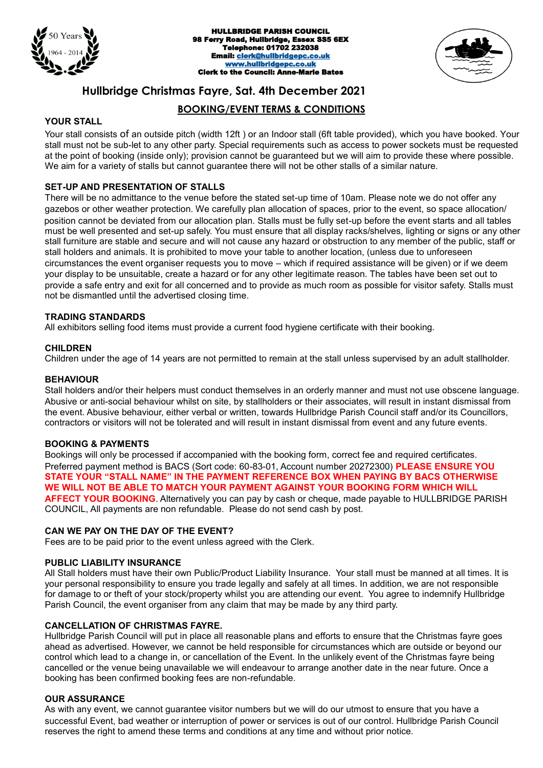HULLBRIDGE PARISH COUNCIL
98 Ferry Road, Hullbridge, Essex SS5 6EX
Telephone: 01702 232038
Email: clerk@hullbridgepc.co.uk
www.hullbridgepc.co.uk
Clerk to the Council: Anne-Marie Bates

# Hullbridge Christmas Fayre, Sat. 4th December 2021

## BOOKING/EVENT TERMS & CONDITIONS

### YOUR STALL

Your stall consists of an outside pitch (width 12ft ) or an Indoor stall (6ft table provided), which you have booked. Your stall must not be sub-let to any other party. Special requirements such as access to power sockets must be requested at the point of booking (inside only); provision cannot be guaranteed but we will aim to provide these where possible. We aim for a variety of stalls but cannot guarantee there will not be other stalls of a similar nature.

### SET-UP AND PRESENTATION OF STALLS

There will be no admittance to the venue before the stated set-up time of 10am. Please note we do not offer any gazebos or other weather protection. We carefully plan allocation of spaces, prior to the event, so space allocation/ position cannot be deviated from our allocation plan. Stalls must be fully set-up before the event starts and all tables must be well presented and set-up safely. You must ensure that all display racks/shelves, lighting or signs or any other stall furniture are stable and secure and will not cause any hazard or obstruction to any member of the public, staff or stall holders and animals. It is prohibited to move your table to another location, (unless due to unforeseen circumstances the event organiser requests you to move – which if required assistance will be given) or if we deem your display to be unsuitable, create a hazard or for any other legitimate reason. The tables have been set out to provide a safe entry and exit for all concerned and to provide as much room as possible for visitor safety. Stalls must not be dismantled until the advertised closing time.

### TRADING STANDARDS

All exhibitors selling food items must provide a current food hygiene certificate with their booking.

### CHILDREN

Children under the age of 14 years are not permitted to remain at the stall unless supervised by an adult stallholder.

### BEHAVIOUR

Stall holders and/or their helpers must conduct themselves in an orderly manner and must not use obscene language. Abusive or anti-social behaviour whilst on site, by stallholders or their associates, will result in instant dismissal from the event. Abusive behaviour, either verbal or written, towards Hullbridge Parish Council staff and/or its Councillors, contractors or visitors will not be tolerated and will result in instant dismissal from event and any future events.

### BOOKING & PAYMENTS

Bookings will only be processed if accompanied with the booking form, correct fee and required certificates. Preferred payment method is BACS (Sort code: 60-83-01, Account number 20272300) **PLEASE ENSURE YOU STATE YOUR "STALL NAME" IN THE PAYMENT REFERENCE BOX WHEN PAYING BY BACS OTHERWISE WE WILL NOT BE ABLE TO MATCH YOUR PAYMENT AGAINST YOUR BOOKING FORM WHICH WILL AFFECT YOUR BOOKING**. Alternatively you can pay by cash or cheque, made payable to HULLBRIDGE PARISH COUNCIL, All payments are non refundable. Please do not send cash by post.

### CAN WE PAY ON THE DAY OF THE EVENT?

Fees are to be paid prior to the event unless agreed with the Clerk.

### PUBLIC LIABILITY INSURANCE

All Stall holders must have their own Public/Product Liability Insurance. Your stall must be manned at all times. It is your personal responsibility to ensure you trade legally and safely at all times. In addition, we are not responsible for damage to or theft of your stock/property whilst you are attending our event. You agree to indemnify Hullbridge Parish Council, the event organiser from any claim that may be made by any third party.

### CANCELLATION OF CHRISTMAS FAYRE.

Hullbridge Parish Council will put in place all reasonable plans and efforts to ensure that the Christmas fayre goes ahead as advertised. However, we cannot be held responsible for circumstances which are outside or beyond our control which lead to a change in, or cancellation of the Event. In the unlikely event of the Christmas fayre being cancelled or the venue being unavailable we will endeavour to arrange another date in the near future. Once a booking has been confirmed booking fees are non-refundable.

### OUR ASSURANCE

As with any event, we cannot guarantee visitor numbers but we will do our utmost to ensure that you have a successful Event, bad weather or interruption of power or services is out of our control. Hullbridge Parish Council reserves the right to amend these terms and conditions at any time and without prior notice.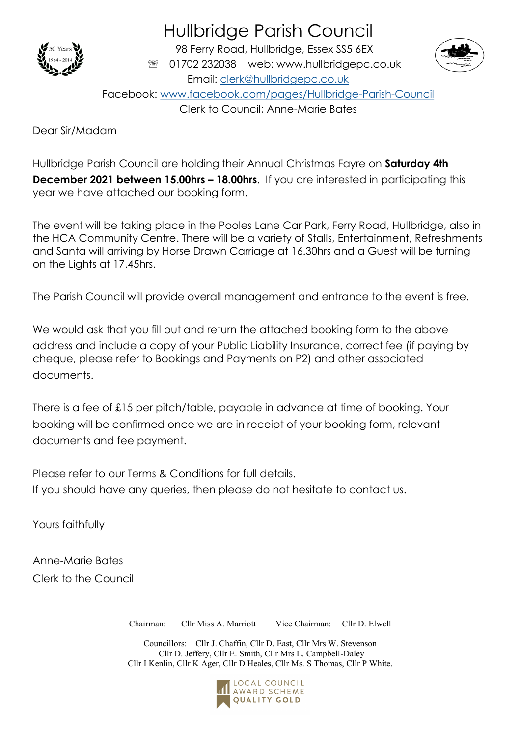# Hullbridge Parish Council

98 Ferry Road, Hullbridge, Essex SS5 6EX

☏ 01702 232038 web: www.hullbridgepc.co.uk

Email: clerk@hullbridgepc.co.uk

Facebook: www.facebook.com/pages/Hullbridge-Parish-Council

Clerk to Council; Anne-Marie Bates

Dear Sir/Madam

Hullbridge Parish Council are holding their Annual Christmas Fayre on **Saturday 4th December 2021 between 15.00hrs – 18.00hrs**. If you are interested in participating this year we have attached our booking form.

The event will be taking place in the Pooles Lane Car Park, Ferry Road, Hullbridge, also in the HCA Community Centre. There will be a variety of Stalls, Entertainment, Refreshments and Santa will arriving by Horse Drawn Carriage at 16.30hrs and a Guest will be turning on the Lights at 17.45hrs.

The Parish Council will provide overall management and entrance to the event is free.

We would ask that you fill out and return the attached booking form to the above address and include a copy of your Public Liability Insurance, correct fee (if paying by cheque, please refer to Bookings and Payments on P2) and other associated documents.

There is a fee of £15 per pitch/table, payable in advance at time of booking. Your booking will be confirmed once we are in receipt of your booking form, relevant documents and fee payment.

Please refer to our Terms & Conditions for full details.
If you should have any queries, then please do not hesitate to contact us.

Yours faithfully

Anne-Marie Bates
Clerk to the Council

Chairman: Cllr Miss A. Marriott Vice Chairman: Cllr D. Elwell

Councillors: Cllr J. Chaffin, Cllr D. East, Cllr Mrs W. Stevenson
Cllr D. Jeffery, Cllr E. Smith, Cllr Mrs L. Campbell-Daley
Cllr I Kenlin, Cllr K Ager, Cllr D Heales, Cllr Ms. S Thomas, Cllr P White.

LOCAL COUNCIL AWARD SCHEME QUALITY GOLD